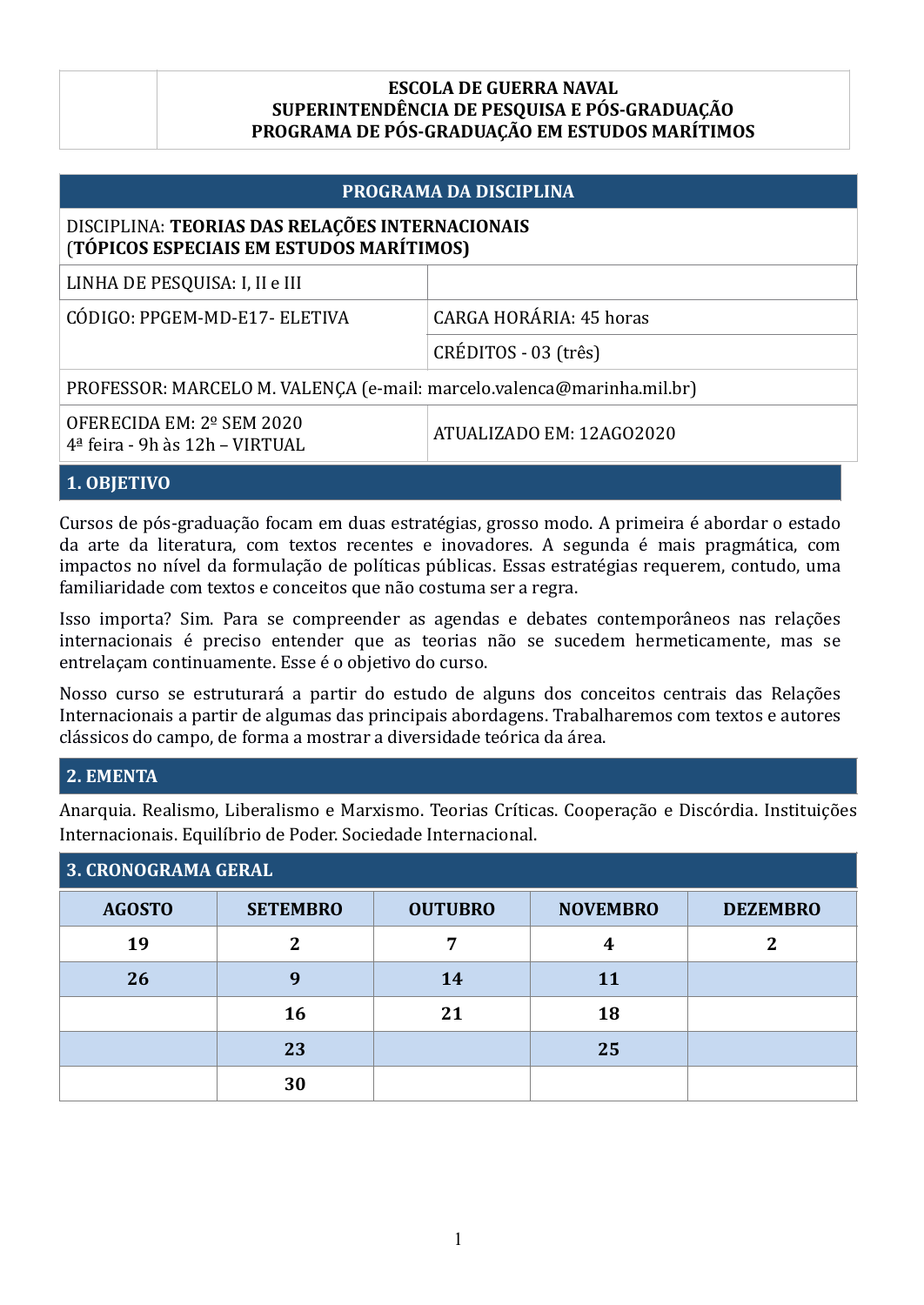**ESCOLA DE GUERRA NAVAL**
**SUPERINTENDÊNCIA DE PESQUISA E PÓS-GRADUAÇÃO**
**PROGRAMA DE PÓS-GRADUAÇÃO EM ESTUDOS MARÍTIMOS**

## PROGRAMA DA DISCIPLINA

| | |
|---|---|
| DISCIPLINA: **TEORIAS DAS RELAÇÕES INTERNACIONAIS (TÓPICOS ESPECIAIS EM ESTUDOS MARÍTIMOS)** | |
| LINHA DE PESQUISA: I, II e III | |
| CÓDIGO: PPGEM-MD-E17- ELETIVA | CARGA HORÁRIA: 45 horas |
| | CRÉDITOS - 03 (três) |
| PROFESSOR: MARCELO M. VALENÇA (e-mail: marcelo.valenca@marinha.mil.br) | |
| OFERECIDA EM: 2º SEM 2020<br>4ª feira - 9h às 12h – VIRTUAL | ATUALIZADO EM: 12AGO2020 |

## 1. OBJETIVO

Cursos de pós-graduação focam em duas estratégias, grosso modo. A primeira é abordar o estado da arte da literatura, com textos recentes e inovadores. A segunda é mais pragmática, com impactos no nível da formulação de políticas públicas. Essas estratégias requerem, contudo, uma familiaridade com textos e conceitos que não costuma ser a regra.

Isso importa? Sim. Para se compreender as agendas e debates contemporâneos nas relações internacionais é preciso entender que as teorias não se sucedem hermeticamente, mas se entrelaçam continuamente. Esse é o objetivo do curso.

Nosso curso se estruturará a partir do estudo de alguns dos conceitos centrais das Relações Internacionais a partir de algumas das principais abordagens. Trabalharemos com textos e autores clássicos do campo, de forma a mostrar a diversidade teórica da área.

## 2. EMENTA

Anarquia. Realismo, Liberalismo e Marxismo. Teorias Críticas. Cooperação e Discórdia. Instituições Internacionais. Equilíbrio de Poder. Sociedade Internacional.

## 3. CRONOGRAMA GERAL

| AGOSTO | SETEMBRO | OUTUBRO | NOVEMBRO | DEZEMBRO |
|---|---|---|---|---|
| 19 | 2 | 7 | 4 | 2 |
| 26 | 9 | 14 | 11 | |
| | 16 | 21 | 18 | |
| | 23 | | 25 | |
| | 30 | | | |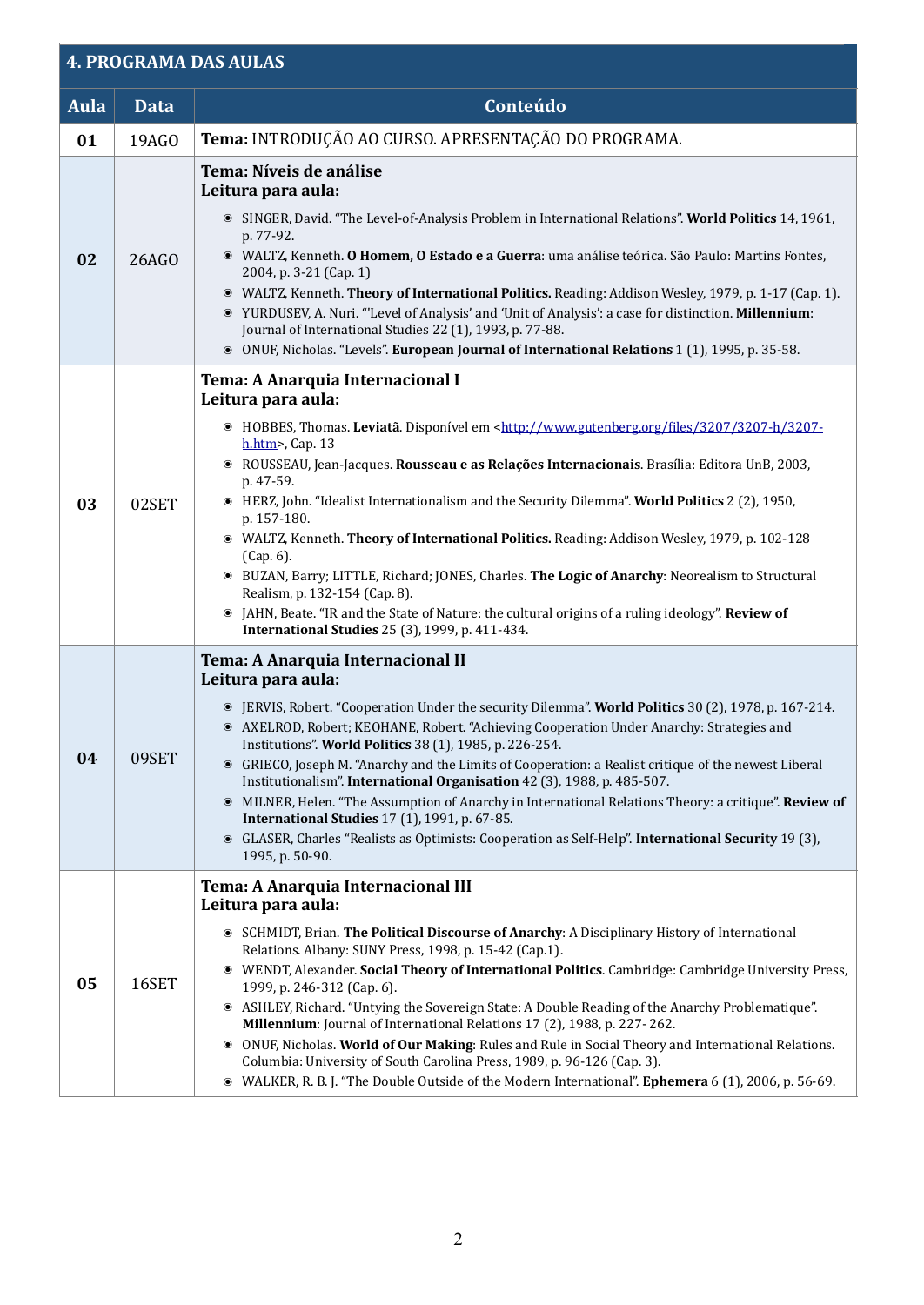## 4. PROGRAMA DAS AULAS

| Aula | Data | Conteúdo |
|---|---|---|
| **01** | 19AGO | **Tema:** INTRODUÇÃO AO CURSO. APRESENTAÇÃO DO PROGRAMA. |
| **02** | 26AGO | **Tema: Níveis de análise**<br>**Leitura para aula:**<br>◉ SINGER, David. "The Level-of-Analysis Problem in International Relations". **World Politics** 14, 1961, p. 77-92.<br>◉ WALTZ, Kenneth. **O Homem, O Estado e a Guerra**: uma análise teórica. São Paulo: Martins Fontes, 2004, p. 3-21 (Cap. 1)<br>◉ WALTZ, Kenneth. **Theory of International Politics.** Reading: Addison Wesley, 1979, p. 1-17 (Cap. 1).<br>◉ YURDUSEV, A. Nuri. "'Level of Analysis' and 'Unit of Analysis': a case for distinction. **Millennium**: Journal of International Studies 22 (1), 1993, p. 77-88.<br>◉ ONUF, Nicholas. "Levels". **European Journal of International Relations** 1 (1), 1995, p. 35-58. |
| **03** | 02SET | **Tema: A Anarquia Internacional I**<br>**Leitura para aula:**<br>◉ HOBBES, Thomas. **Leviatã**. Disponível em <http://www.gutenberg.org/files/3207/3207-h/3207-h.htm>, Cap. 13<br>◉ ROUSSEAU, Jean-Jacques. **Rousseau e as Relações Internacionais**. Brasília: Editora UnB, 2003, p. 47-59.<br>◉ HERZ, John. "Idealist Internationalism and the Security Dilemma". **World Politics** 2 (2), 1950, p. 157-180.<br>◉ WALTZ, Kenneth. **Theory of International Politics.** Reading: Addison Wesley, 1979, p. 102-128 (Cap. 6).<br>◉ BUZAN, Barry; LITTLE, Richard; JONES, Charles. **The Logic of Anarchy**: Neorealism to Structural Realism, p. 132-154 (Cap. 8).<br>◉ JAHN, Beate. "IR and the State of Nature: the cultural origins of a ruling ideology". **Review of International Studies** 25 (3), 1999, p. 411-434. |
| **04** | 09SET | **Tema: A Anarquia Internacional II**<br>**Leitura para aula:**<br>◉ JERVIS, Robert. "Cooperation Under the security Dilemma". **World Politics** 30 (2), 1978, p. 167-214.<br>◉ AXELROD, Robert; KEOHANE, Robert. "Achieving Cooperation Under Anarchy: Strategies and Institutions". **World Politics** 38 (1), 1985, p. 226-254.<br>◉ GRIECO, Joseph M. "Anarchy and the Limits of Cooperation: a Realist critique of the newest Liberal Institutionalism". **International Organisation** 42 (3), 1988, p. 485-507.<br>◉ MILNER, Helen. "The Assumption of Anarchy in International Relations Theory: a critique". **Review of International Studies** 17 (1), 1991, p. 67-85.<br>◉ GLASER, Charles "Realists as Optimists: Cooperation as Self-Help". **International Security** 19 (3), 1995, p. 50-90. |
| **05** | 16SET | **Tema: A Anarquia Internacional III**<br>**Leitura para aula:**<br>◉ SCHMIDT, Brian. **The Political Discourse of Anarchy**: A Disciplinary History of International Relations. Albany: SUNY Press, 1998, p. 15-42 (Cap.1).<br>◉ WENDT, Alexander. **Social Theory of International Politics**. Cambridge: Cambridge University Press, 1999, p. 246-312 (Cap. 6).<br>◉ ASHLEY, Richard. "Untying the Sovereign State: A Double Reading of the Anarchy Problematique". **Millennium**: Journal of International Relations 17 (2), 1988, p. 227- 262.<br>◉ ONUF, Nicholas. **World of Our Making**: Rules and Rule in Social Theory and International Relations. Columbia: University of South Carolina Press, 1989, p. 96-126 (Cap. 3).<br>◉ WALKER, R. B. J. "The Double Outside of the Modern International". **Ephemera** 6 (1), 2006, p. 56-69. |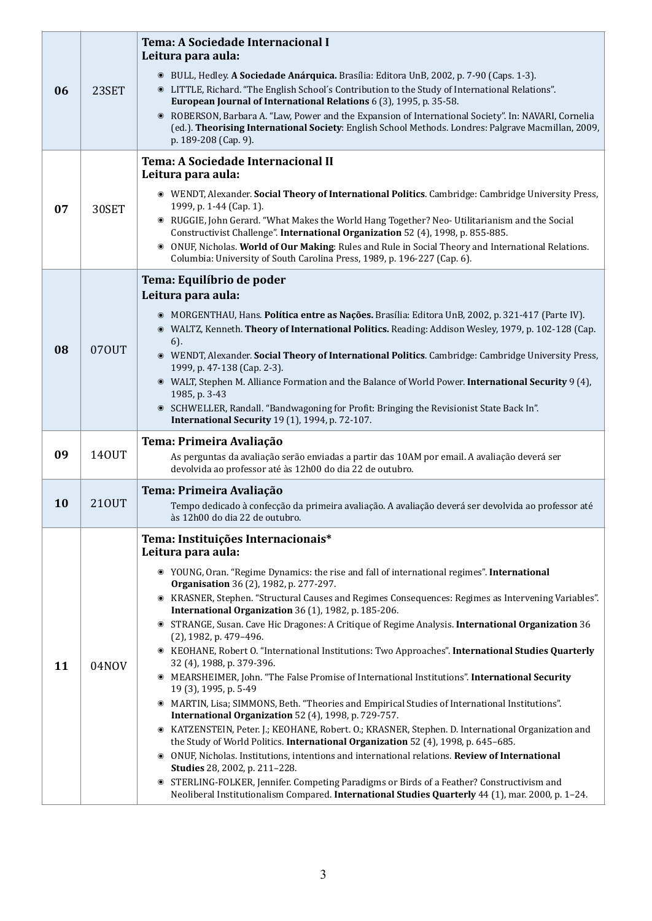| | | |
|---|---|---|
| **06** | 23SET | **Tema: A Sociedade Internacional I**<br>**Leitura para aula:**<br>◉ BULL, Hedley. **A Sociedade Anárquica.** Brasília: Editora UnB, 2002, p. 7-90 (Caps. 1-3).<br>◉ LITTLE, Richard. "The English School´s Contribution to the Study of International Relations". **European Journal of International Relations** 6 (3), 1995, p. 35-58.<br>◉ ROBERSON, Barbara A. "Law, Power and the Expansion of International Society". In: NAVARI, Cornelia (ed.). **Theorising International Society**: English School Methods. Londres: Palgrave Macmillan, 2009, p. 189-208 (Cap. 9). |
| **07** | 30SET | **Tema: A Sociedade Internacional II**<br>**Leitura para aula:**<br>◉ WENDT, Alexander. **Social Theory of International Politics**. Cambridge: Cambridge University Press, 1999, p. 1-44 (Cap. 1).<br>◉ RUGGIE, John Gerard. "What Makes the World Hang Together? Neo- Utilitarianism and the Social Constructivist Challenge". **International Organization** 52 (4), 1998, p. 855-885.<br>◉ ONUF, Nicholas. **World of Our Making**: Rules and Rule in Social Theory and International Relations. Columbia: University of South Carolina Press, 1989, p. 196-227 (Cap. 6). |
| **08** | 07OUT | **Tema: Equilíbrio de poder**<br>**Leitura para aula:**<br>◉ MORGENTHAU, Hans. **Política entre as Nações.** Brasília: Editora UnB, 2002, p. 321-417 (Parte IV).<br>◉ WALTZ, Kenneth. **Theory of International Politics.** Reading: Addison Wesley, 1979, p. 102-128 (Cap. 6).<br>◉ WENDT, Alexander. **Social Theory of International Politics**. Cambridge: Cambridge University Press, 1999, p. 47-138 (Cap. 2-3).<br>◉ WALT, Stephen M. Alliance Formation and the Balance of World Power. **International Security** 9 (4), 1985, p. 3-43<br>◉ SCHWELLER, Randall. "Bandwagoning for Profit: Bringing the Revisionist State Back In". **International Security** 19 (1), 1994, p. 72-107. |
| **09** | 14OUT | **Tema: Primeira Avaliação**<br>As perguntas da avaliação serão enviadas a partir das 10AM por email. A avaliação deverá ser devolvida ao professor até às 12h00 do dia 22 de outubro. |
| **10** | 21OUT | **Tema: Primeira Avaliação**<br>Tempo dedicado à confecção da primeira avaliação. A avaliação deverá ser devolvida ao professor até às 12h00 do dia 22 de outubro. |
| **11** | 04NOV | **Tema: Instituições Internacionais***<br>**Leitura para aula:**<br>◉ YOUNG, Oran. "Regime Dynamics: the rise and fall of international regimes". **International Organisation** 36 (2), 1982, p. 277-297.<br>◉ KRASNER, Stephen. "Structural Causes and Regimes Consequences: Regimes as Intervening Variables". **International Organization** 36 (1), 1982, p. 185-206.<br>◉ STRANGE, Susan. Cave Hic Dragones: A Critique of Regime Analysis. **International Organization** 36 (2), 1982, p. 479–496.<br>◉ KEOHANE, Robert O. "International Institutions: Two Approaches". **International Studies Quarterly** 32 (4), 1988, p. 379-396.<br>◉ MEARSHEIMER, John. "The False Promise of International Institutions". **International Security** 19 (3), 1995, p. 5-49<br>◉ MARTIN, Lisa; SIMMONS, Beth. "Theories and Empirical Studies of International Institutions". **International Organization** 52 (4), 1998, p. 729-757.<br>◉ KATZENSTEIN, Peter. J.; KEOHANE, Robert. O.; KRASNER, Stephen. D. International Organization and the Study of World Politics. **International Organization** 52 (4), 1998, p. 645–685.<br>◉ ONUF, Nicholas. Institutions, intentions and international relations. **Review of International Studies** 28, 2002, p. 211–228.<br>◉ STERLING-FOLKER, Jennifer. Competing Paradigms or Birds of a Feather? Constructivism and Neoliberal Institutionalism Compared. **International Studies Quarterly** 44 (1), mar. 2000, p. 1–24. |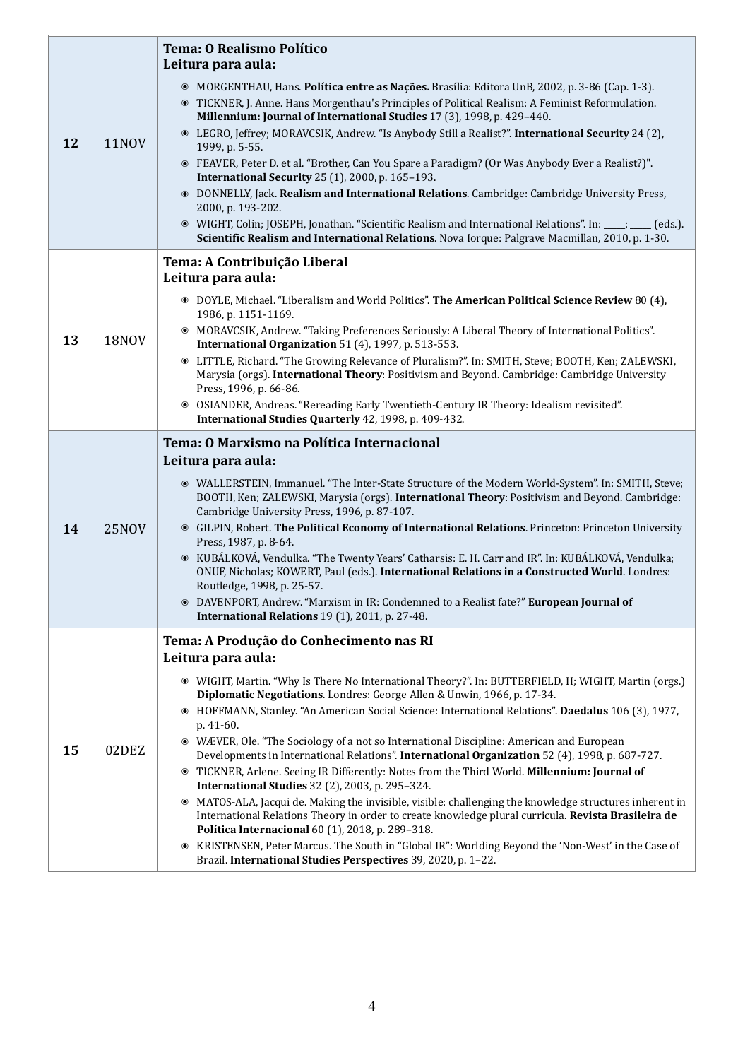| | | |
|---|---|---|
| **12** | 11NOV | **Tema: O Realismo Político**<br>**Leitura para aula:**<br>◉ MORGENTHAU, Hans. **Política entre as Nações.** Brasília: Editora UnB, 2002, p. 3-86 (Cap. 1-3).<br>◉ TICKNER, J. Anne. Hans Morgenthau's Principles of Political Realism: A Feminist Reformulation. **Millennium: Journal of International Studies** 17 (3), 1998, p. 429–440.<br>◉ LEGRO, Jeffrey; MORAVCSIK, Andrew. "Is Anybody Still a Realist?". **International Security** 24 (2), 1999, p. 5-55.<br>◉ FEAVER, Peter D. et al. "Brother, Can You Spare a Paradigm? (Or Was Anybody Ever a Realist?)". **International Security** 25 (1), 2000, p. 165–193.<br>◉ DONNELLY, Jack. **Realism and International Relations**. Cambridge: Cambridge University Press, 2000, p. 193-202.<br>◉ WIGHT, Colin; JOSEPH, Jonathan. "Scientific Realism and International Relations". In: _____; _____ (eds.). **Scientific Realism and International Relations**. Nova Iorque: Palgrave Macmillan, 2010, p. 1-30. |
| **13** | 18NOV | **Tema: A Contribuição Liberal**<br>**Leitura para aula:**<br>◉ DOYLE, Michael. "Liberalism and World Politics". **The American Political Science Review** 80 (4), 1986, p. 1151-1169.<br>◉ MORAVCSIK, Andrew. "Taking Preferences Seriously: A Liberal Theory of International Politics". **International Organization** 51 (4), 1997, p. 513-553.<br>◉ LITTLE, Richard. "The Growing Relevance of Pluralism?". In: SMITH, Steve; BOOTH, Ken; ZALEWSKI, Marysia (orgs). **International Theory**: Positivism and Beyond. Cambridge: Cambridge University Press, 1996, p. 66-86.<br>◉ OSIANDER, Andreas. "Rereading Early Twentieth-Century IR Theory: Idealism revisited". **International Studies Quarterly** 42, 1998, p. 409-432. |
| **14** | 25NOV | **Tema: O Marxismo na Política Internacional**<br>**Leitura para aula:**<br>◉ WALLERSTEIN, Immanuel. "The Inter-State Structure of the Modern World-System". In: SMITH, Steve; BOOTH, Ken; ZALEWSKI, Marysia (orgs). **International Theory**: Positivism and Beyond. Cambridge: Cambridge University Press, 1996, p. 87-107.<br>◉ GILPIN, Robert. **The Political Economy of International Relations**. Princeton: Princeton University Press, 1987, p. 8-64.<br>◉ KUBÁLKOVÁ, Vendulka. "The Twenty Years' Catharsis: E. H. Carr and IR". In: KUBÁLKOVÁ, Vendulka; ONUF, Nicholas; KOWERT, Paul (eds.). **International Relations in a Constructed World**. Londres: Routledge, 1998, p. 25-57.<br>◉ DAVENPORT, Andrew. "Marxism in IR: Condemned to a Realist fate?" **European Journal of International Relations** 19 (1), 2011, p. 27-48. |
| **15** | 02DEZ | **Tema: A Produção do Conhecimento nas RI**<br>**Leitura para aula:**<br>◉ WIGHT, Martin. "Why Is There No International Theory?". In: BUTTERFIELD, H; WIGHT, Martin (orgs.) **Diplomatic Negotiations**. Londres: George Allen & Unwin, 1966, p. 17-34.<br>◉ HOFFMANN, Stanley. "An American Social Science: International Relations". **Daedalus** 106 (3), 1977, p. 41-60.<br>◉ WÆVER, Ole. "The Sociology of a not so International Discipline: American and European Developments in International Relations". **International Organization** 52 (4), 1998, p. 687-727.<br>◉ TICKNER, Arlene. Seeing IR Differently: Notes from the Third World. **Millennium: Journal of International Studies** 32 (2), 2003, p. 295–324.<br>◉ MATOS-ALA, Jacqui de. Making the invisible, visible: challenging the knowledge structures inherent in International Relations Theory in order to create knowledge plural curricula. **Revista Brasileira de Política Internacional** 60 (1), 2018, p. 289–318.<br>◉ KRISTENSEN, Peter Marcus. The South in "Global IR": Worlding Beyond the 'Non-West' in the Case of Brazil. **International Studies Perspectives** 39, 2020, p. 1–22. |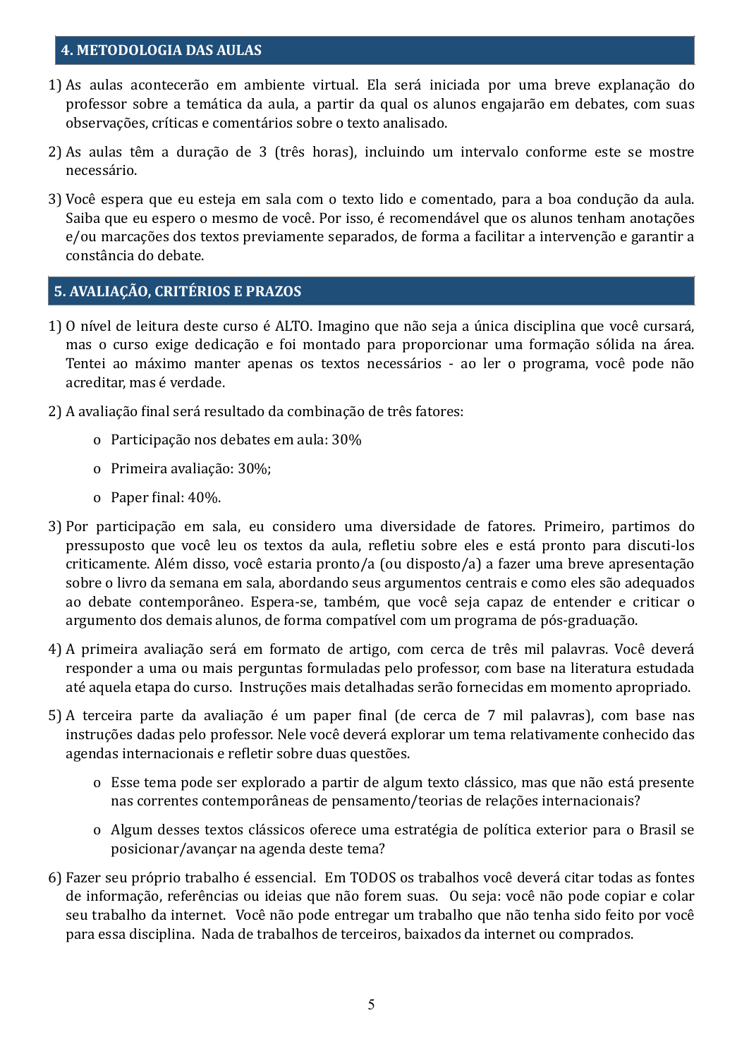## 4. METODOLOGIA DAS AULAS

1) As aulas acontecerão em ambiente virtual. Ela será iniciada por uma breve explanação do professor sobre a temática da aula, a partir da qual os alunos engajarão em debates, com suas observações, críticas e comentários sobre o texto analisado.
2) As aulas têm a duração de 3 (três horas), incluindo um intervalo conforme este se mostre necessário.
3) Você espera que eu esteja em sala com o texto lido e comentado, para a boa condução da aula. Saiba que eu espero o mesmo de você. Por isso, é recomendável que os alunos tenham anotações e/ou marcações dos textos previamente separados, de forma a facilitar a intervenção e garantir a constância do debate.

## 5. AVALIAÇÃO, CRITÉRIOS E PRAZOS

1) O nível de leitura deste curso é ALTO. Imagino que não seja a única disciplina que você cursará, mas o curso exige dedicação e foi montado para proporcionar uma formação sólida na área. Tentei ao máximo manter apenas os textos necessários - ao ler o programa, você pode não acreditar, mas é verdade.
2) A avaliação final será resultado da combinação de três fatores:
   - Participação nos debates em aula: 30%
   - Primeira avaliação: 30%;
   - Paper final: 40%.
3) Por participação em sala, eu considero uma diversidade de fatores. Primeiro, partimos do pressuposto que você leu os textos da aula, refletiu sobre eles e está pronto para discuti-los criticamente. Além disso, você estaria pronto/a (ou disposto/a) a fazer uma breve apresentação sobre o livro da semana em sala, abordando seus argumentos centrais e como eles são adequados ao debate contemporâneo. Espera-se, também, que você seja capaz de entender e criticar o argumento dos demais alunos, de forma compatível com um programa de pós-graduação.
4) A primeira avaliação será em formato de artigo, com cerca de três mil palavras. Você deverá responder a uma ou mais perguntas formuladas pelo professor, com base na literatura estudada até aquela etapa do curso. Instruções mais detalhadas serão fornecidas em momento apropriado.
5) A terceira parte da avaliação é um paper final (de cerca de 7 mil palavras), com base nas instruções dadas pelo professor. Nele você deverá explorar um tema relativamente conhecido das agendas internacionais e refletir sobre duas questões.
   - Esse tema pode ser explorado a partir de algum texto clássico, mas que não está presente nas correntes contemporâneas de pensamento/teorias de relações internacionais?
   - Algum desses textos clássicos oferece uma estratégia de política exterior para o Brasil se posicionar/avançar na agenda deste tema?
6) Fazer seu próprio trabalho é essencial. Em TODOS os trabalhos você deverá citar todas as fontes de informação, referências ou ideias que não forem suas. Ou seja: você não pode copiar e colar seu trabalho da internet. Você não pode entregar um trabalho que não tenha sido feito por você para essa disciplina. Nada de trabalhos de terceiros, baixados da internet ou comprados.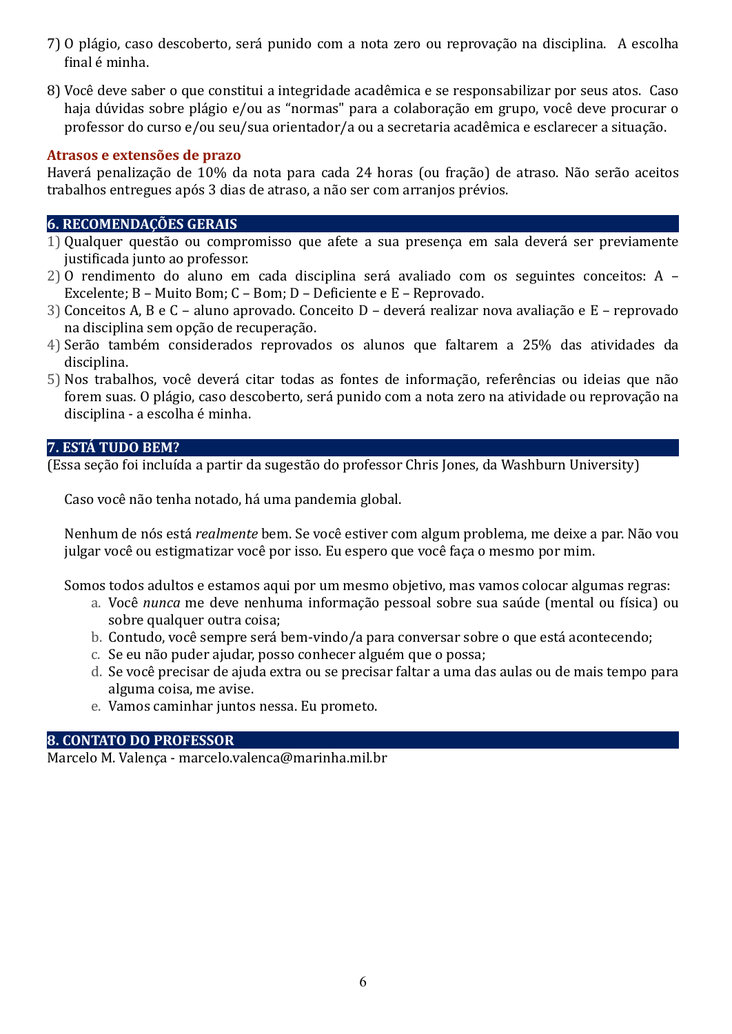7) O plágio, caso descoberto, será punido com a nota zero ou reprovação na disciplina. A escolha final é minha.

8) Você deve saber o que constitui a integridade acadêmica e se responsabilizar por seus atos. Caso haja dúvidas sobre plágio e/ou as "normas" para a colaboração em grupo, você deve procurar o professor do curso e/ou seu/sua orientador/a ou a secretaria acadêmica e esclarecer a situação.

### Atrasos e extensões de prazo

Haverá penalização de 10% da nota para cada 24 horas (ou fração) de atraso. Não serão aceitos trabalhos entregues após 3 dias de atraso, a não ser com arranjos prévios.

## 6. RECOMENDAÇÕES GERAIS

1) Qualquer questão ou compromisso que afete a sua presença em sala deverá ser previamente justificada junto ao professor.
2) O rendimento do aluno em cada disciplina será avaliado com os seguintes conceitos: A – Excelente; B – Muito Bom; C – Bom; D – Deficiente e E – Reprovado.
3) Conceitos A, B e C – aluno aprovado. Conceito D – deverá realizar nova avaliação e E – reprovado na disciplina sem opção de recuperação.
4) Serão também considerados reprovados os alunos que faltarem a 25% das atividades da disciplina.
5) Nos trabalhos, você deverá citar todas as fontes de informação, referências ou ideias que não forem suas. O plágio, caso descoberto, será punido com a nota zero na atividade ou reprovação na disciplina - a escolha é minha.

## 7. ESTÁ TUDO BEM?

(Essa seção foi incluída a partir da sugestão do professor Chris Jones, da Washburn University)

Caso você não tenha notado, há uma pandemia global.

Nenhum de nós está *realmente* bem. Se você estiver com algum problema, me deixe a par. Não vou julgar você ou estigmatizar você por isso. Eu espero que você faça o mesmo por mim.

Somos todos adultos e estamos aqui por um mesmo objetivo, mas vamos colocar algumas regras:

a. Você *nunca* me deve nenhuma informação pessoal sobre sua saúde (mental ou física) ou sobre qualquer outra coisa;
b. Contudo, você sempre será bem-vindo/a para conversar sobre o que está acontecendo;
c. Se eu não puder ajudar, posso conhecer alguém que o possa;
d. Se você precisar de ajuda extra ou se precisar faltar a uma das aulas ou de mais tempo para alguma coisa, me avise.
e. Vamos caminhar juntos nessa. Eu prometo.

## 8. CONTATO DO PROFESSOR

Marcelo M. Valença - marcelo.valenca@marinha.mil.br